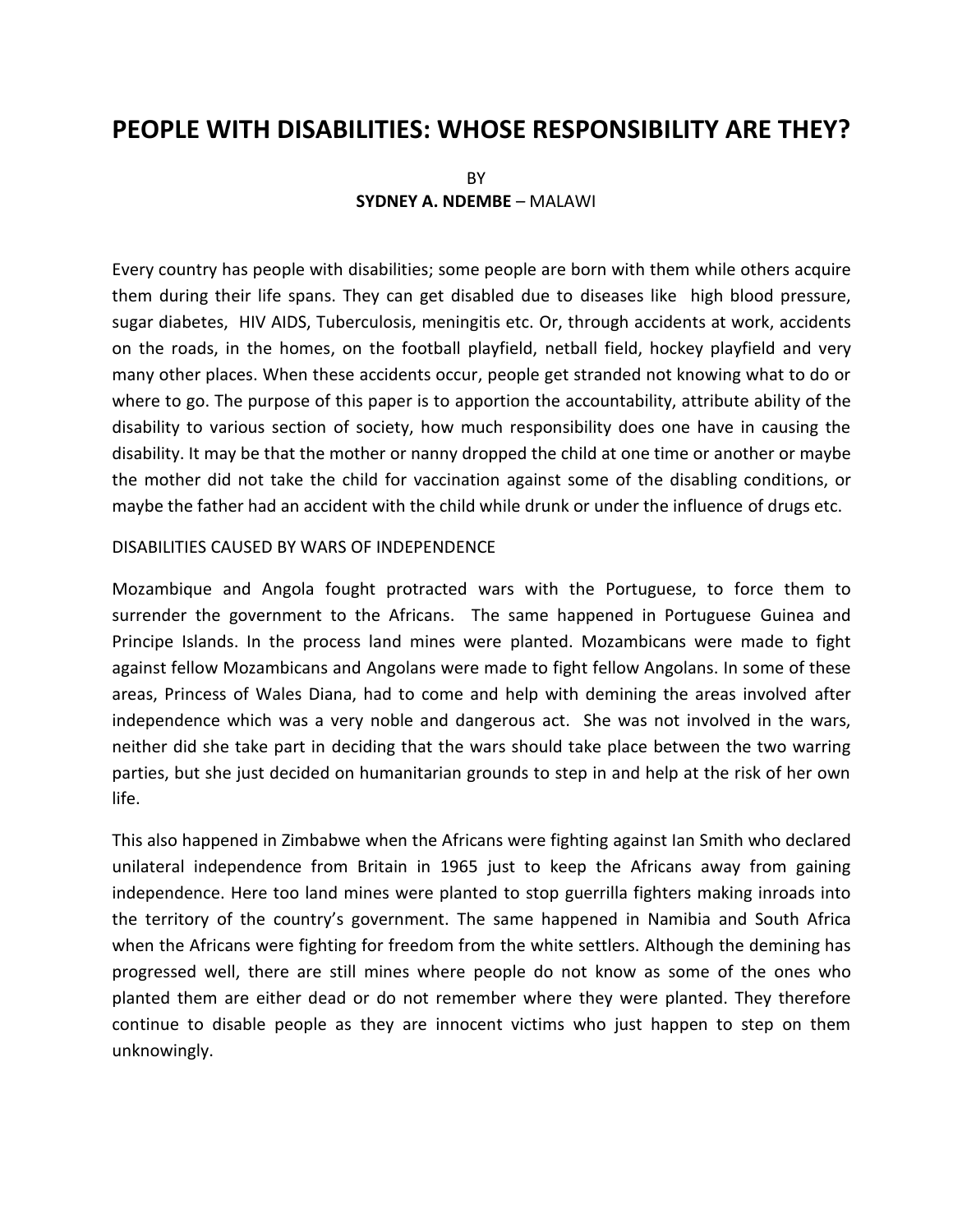# PEOPLE WITH DISABILITIES: WHOSE RESPONSIBILITY ARE THEY?

BY

**SYDNEY A. NDEMBE** – MALAWI

Every country has people with disabilities; some people are born with them while others acquire them during their life spans. They can get disabled due to diseases like high blood pressure, sugar diabetes, HIV AIDS, Tuberculosis, meningitis etc. Or, through accidents at work, accidents on the roads, in the homes, on the football playfield, netball field, hockey playfield and very many other places. When these accidents occur, people get stranded not knowing what to do or where to go. The purpose of this paper is to apportion the accountability, attribute ability of the disability to various section of society, how much responsibility does one have in causing the disability. It may be that the mother or nanny dropped the child at one time or another or maybe the mother did not take the child for vaccination against some of the disabling conditions, or maybe the father had an accident with the child while drunk or under the influence of drugs etc.

DISABILITIES CAUSED BY WARS OF INDEPENDENCE

Mozambique and Angola fought protracted wars with the Portuguese, to force them to surrender the government to the Africans. The same happened in Portuguese Guinea and Principe Islands. In the process land mines were planted. Mozambicans were made to fight against fellow Mozambicans and Angolans were made to fight fellow Angolans. In some of these areas, Princess of Wales Diana, had to come and help with demining the areas involved after independence which was a very noble and dangerous act. She was not involved in the wars, neither did she take part in deciding that the wars should take place between the two warring parties, but she just decided on humanitarian grounds to step in and help at the risk of her own life.

This also happened in Zimbabwe when the Africans were fighting against Ian Smith who declared unilateral independence from Britain in 1965 just to keep the Africans away from gaining independence. Here too land mines were planted to stop guerrilla fighters making inroads into the territory of the country's government. The same happened in Namibia and South Africa when the Africans were fighting for freedom from the white settlers. Although the demining has progressed well, there are still mines where people do not know as some of the ones who planted them are either dead or do not remember where they were planted. They therefore continue to disable people as they are innocent victims who just happen to step on them unknowingly.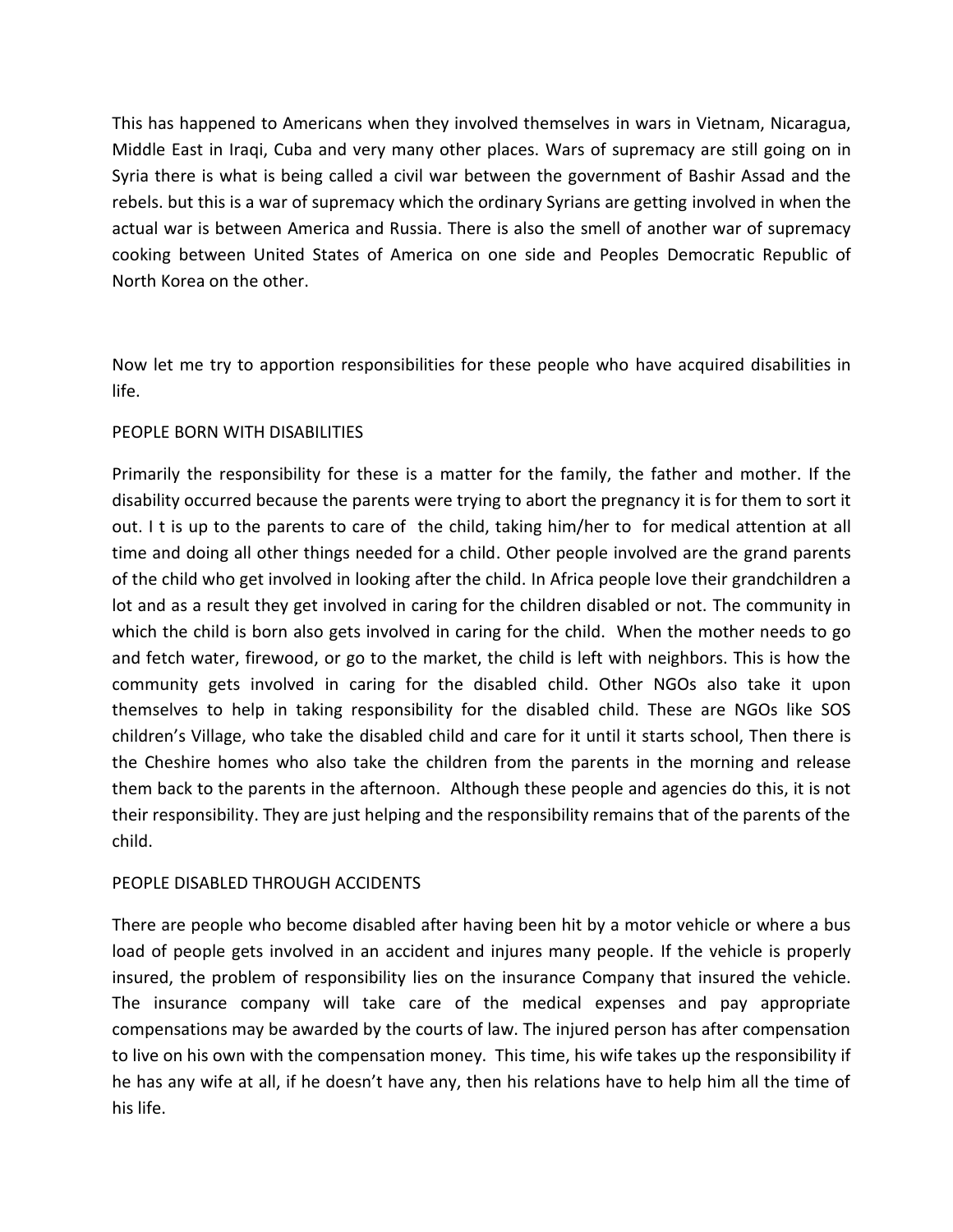This has happened to Americans when they involved themselves in wars in Vietnam, Nicaragua, Middle East in Iraqi, Cuba and very many other places. Wars of supremacy are still going on in Syria there is what is being called a civil war between the government of Bashir Assad and the rebels. but this is a war of supremacy which the ordinary Syrians are getting involved in when the actual war is between America and Russia. There is also the smell of another war of supremacy cooking between United States of America on one side and Peoples Democratic Republic of North Korea on the other.

Now let me try to apportion responsibilities for these people who have acquired disabilities in life.

PEOPLE BORN WITH DISABILITIES

Primarily the responsibility for these is a matter for the family, the father and mother. If the disability occurred because the parents were trying to abort the pregnancy it is for them to sort it out. I t is up to the parents to care of the child, taking him/her to for medical attention at all time and doing all other things needed for a child. Other people involved are the grand parents of the child who get involved in looking after the child. In Africa people love their grandchildren a lot and as a result they get involved in caring for the children disabled or not. The community in which the child is born also gets involved in caring for the child. When the mother needs to go and fetch water, firewood, or go to the market, the child is left with neighbors. This is how the community gets involved in caring for the disabled child. Other NGOs also take it upon themselves to help in taking responsibility for the disabled child. These are NGOs like SOS children's Village, who take the disabled child and care for it until it starts school, Then there is the Cheshire homes who also take the children from the parents in the morning and release them back to the parents in the afternoon. Although these people and agencies do this, it is not their responsibility. They are just helping and the responsibility remains that of the parents of the child.

PEOPLE DISABLED THROUGH ACCIDENTS

There are people who become disabled after having been hit by a motor vehicle or where a bus load of people gets involved in an accident and injures many people. If the vehicle is properly insured, the problem of responsibility lies on the insurance Company that insured the vehicle. The insurance company will take care of the medical expenses and pay appropriate compensations may be awarded by the courts of law. The injured person has after compensation to live on his own with the compensation money. This time, his wife takes up the responsibility if he has any wife at all, if he doesn't have any, then his relations have to help him all the time of his life.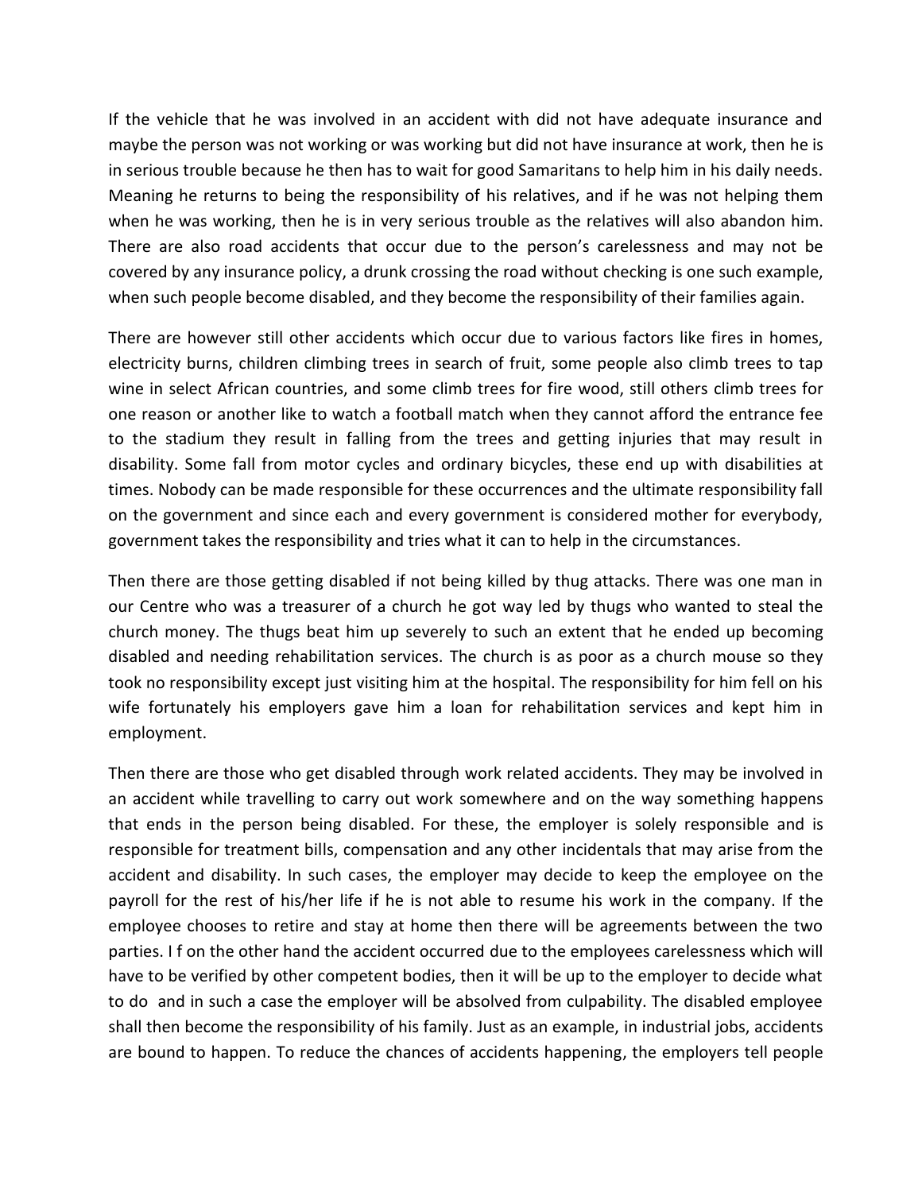If the vehicle that he was involved in an accident with did not have adequate insurance and maybe the person was not working or was working but did not have insurance at work, then he is in serious trouble because he then has to wait for good Samaritans to help him in his daily needs. Meaning he returns to being the responsibility of his relatives, and if he was not helping them when he was working, then he is in very serious trouble as the relatives will also abandon him. There are also road accidents that occur due to the person's carelessness and may not be covered by any insurance policy, a drunk crossing the road without checking is one such example, when such people become disabled, and they become the responsibility of their families again.

There are however still other accidents which occur due to various factors like fires in homes, electricity burns, children climbing trees in search of fruit, some people also climb trees to tap wine in select African countries, and some climb trees for fire wood, still others climb trees for one reason or another like to watch a football match when they cannot afford the entrance fee to the stadium they result in falling from the trees and getting injuries that may result in disability. Some fall from motor cycles and ordinary bicycles, these end up with disabilities at times. Nobody can be made responsible for these occurrences and the ultimate responsibility fall on the government and since each and every government is considered mother for everybody, government takes the responsibility and tries what it can to help in the circumstances.

Then there are those getting disabled if not being killed by thug attacks. There was one man in our Centre who was a treasurer of a church he got way led by thugs who wanted to steal the church money. The thugs beat him up severely to such an extent that he ended up becoming disabled and needing rehabilitation services. The church is as poor as a church mouse so they took no responsibility except just visiting him at the hospital. The responsibility for him fell on his wife fortunately his employers gave him a loan for rehabilitation services and kept him in employment.

Then there are those who get disabled through work related accidents. They may be involved in an accident while travelling to carry out work somewhere and on the way something happens that ends in the person being disabled. For these, the employer is solely responsible and is responsible for treatment bills, compensation and any other incidentals that may arise from the accident and disability. In such cases, the employer may decide to keep the employee on the payroll for the rest of his/her life if he is not able to resume his work in the company. If the employee chooses to retire and stay at home then there will be agreements between the two parties. I f on the other hand the accident occurred due to the employees carelessness which will have to be verified by other competent bodies, then it will be up to the employer to decide what to do and in such a case the employer will be absolved from culpability. The disabled employee shall then become the responsibility of his family. Just as an example, in industrial jobs, accidents are bound to happen. To reduce the chances of accidents happening, the employers tell people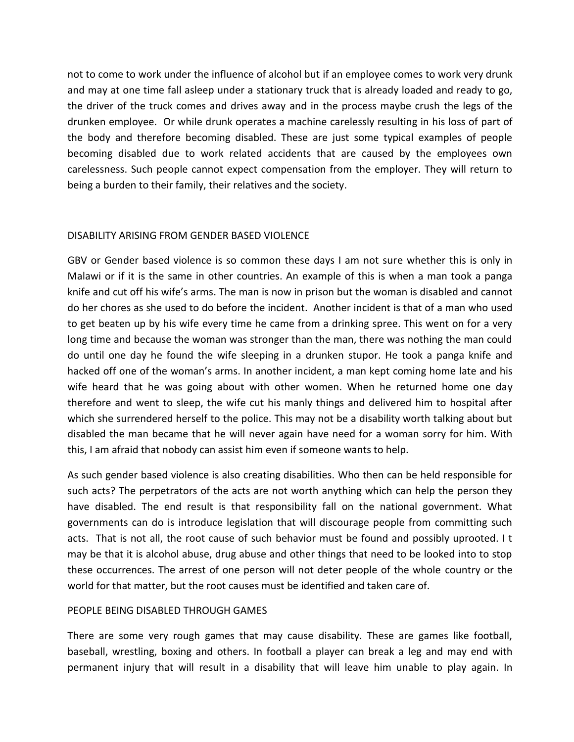not to come to work under the influence of alcohol but if an employee comes to work very drunk and may at one time fall asleep under a stationary truck that is already loaded and ready to go, the driver of the truck comes and drives away and in the process maybe crush the legs of the drunken employee. Or while drunk operates a machine carelessly resulting in his loss of part of the body and therefore becoming disabled. These are just some typical examples of people becoming disabled due to work related accidents that are caused by the employees own carelessness. Such people cannot expect compensation from the employer. They will return to being a burden to their family, their relatives and the society.

## DISABILITY ARISING FROM GENDER BASED VIOLENCE

GBV or Gender based violence is so common these days I am not sure whether this is only in Malawi or if it is the same in other countries. An example of this is when a man took a panga knife and cut off his wife's arms. The man is now in prison but the woman is disabled and cannot do her chores as she used to do before the incident. Another incident is that of a man who used to get beaten up by his wife every time he came from a drinking spree. This went on for a very long time and because the woman was stronger than the man, there was nothing the man could do until one day he found the wife sleeping in a drunken stupor. He took a panga knife and hacked off one of the woman's arms. In another incident, a man kept coming home late and his wife heard that he was going about with other women. When he returned home one day therefore and went to sleep, the wife cut his manly things and delivered him to hospital after which she surrendered herself to the police. This may not be a disability worth talking about but disabled the man became that he will never again have need for a woman sorry for him. With this, I am afraid that nobody can assist him even if someone wants to help.

As such gender based violence is also creating disabilities. Who then can be held responsible for such acts? The perpetrators of the acts are not worth anything which can help the person they have disabled. The end result is that responsibility fall on the national government. What governments can do is introduce legislation that will discourage people from committing such acts. That is not all, the root cause of such behavior must be found and possibly uprooted. I t may be that it is alcohol abuse, drug abuse and other things that need to be looked into to stop these occurrences. The arrest of one person will not deter people of the whole country or the world for that matter, but the root causes must be identified and taken care of.

## PEOPLE BEING DISABLED THROUGH GAMES

There are some very rough games that may cause disability. These are games like football, baseball, wrestling, boxing and others. In football a player can break a leg and may end with permanent injury that will result in a disability that will leave him unable to play again. In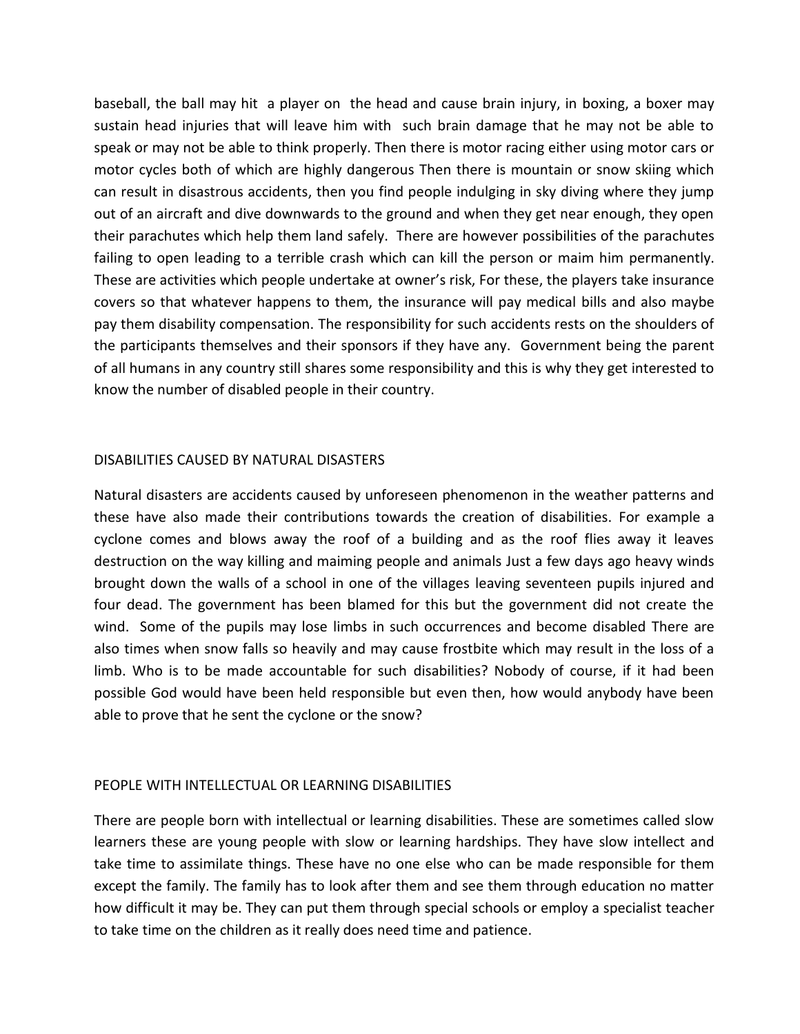baseball, the ball may hit a player on the head and cause brain injury, in boxing, a boxer may sustain head injuries that will leave him with such brain damage that he may not be able to speak or may not be able to think properly. Then there is motor racing either using motor cars or motor cycles both of which are highly dangerous Then there is mountain or snow skiing which can result in disastrous accidents, then you find people indulging in sky diving where they jump out of an aircraft and dive downwards to the ground and when they get near enough, they open their parachutes which help them land safely. There are however possibilities of the parachutes failing to open leading to a terrible crash which can kill the person or maim him permanently. These are activities which people undertake at owner's risk, For these, the players take insurance covers so that whatever happens to them, the insurance will pay medical bills and also maybe pay them disability compensation. The responsibility for such accidents rests on the shoulders of the participants themselves and their sponsors if they have any. Government being the parent of all humans in any country still shares some responsibility and this is why they get interested to know the number of disabled people in their country.

## DISABILITIES CAUSED BY NATURAL DISASTERS

Natural disasters are accidents caused by unforeseen phenomenon in the weather patterns and these have also made their contributions towards the creation of disabilities. For example a cyclone comes and blows away the roof of a building and as the roof flies away it leaves destruction on the way killing and maiming people and animals Just a few days ago heavy winds brought down the walls of a school in one of the villages leaving seventeen pupils injured and four dead. The government has been blamed for this but the government did not create the wind. Some of the pupils may lose limbs in such occurrences and become disabled There are also times when snow falls so heavily and may cause frostbite which may result in the loss of a limb. Who is to be made accountable for such disabilities? Nobody of course, if it had been possible God would have been held responsible but even then, how would anybody have been able to prove that he sent the cyclone or the snow?

## PEOPLE WITH INTELLECTUAL OR LEARNING DISABILITIES

There are people born with intellectual or learning disabilities. These are sometimes called slow learners these are young people with slow or learning hardships. They have slow intellect and take time to assimilate things. These have no one else who can be made responsible for them except the family. The family has to look after them and see them through education no matter how difficult it may be. They can put them through special schools or employ a specialist teacher to take time on the children as it really does need time and patience.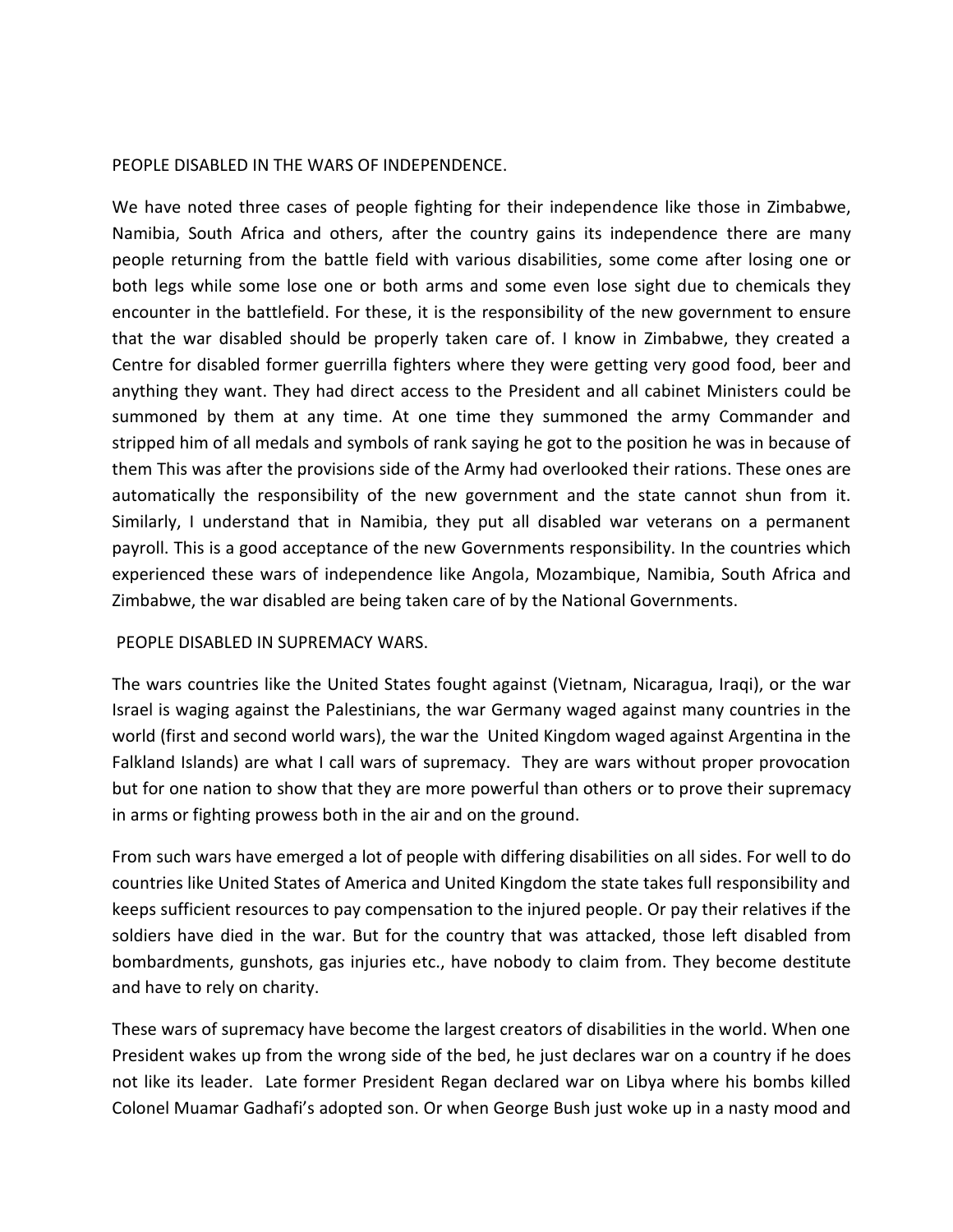## PEOPLE DISABLED IN THE WARS OF INDEPENDENCE.

We have noted three cases of people fighting for their independence like those in Zimbabwe, Namibia, South Africa and others, after the country gains its independence there are many people returning from the battle field with various disabilities, some come after losing one or both legs while some lose one or both arms and some even lose sight due to chemicals they encounter in the battlefield. For these, it is the responsibility of the new government to ensure that the war disabled should be properly taken care of. I know in Zimbabwe, they created a Centre for disabled former guerrilla fighters where they were getting very good food, beer and anything they want. They had direct access to the President and all cabinet Ministers could be summoned by them at any time. At one time they summoned the army Commander and stripped him of all medals and symbols of rank saying he got to the position he was in because of them This was after the provisions side of the Army had overlooked their rations. These ones are automatically the responsibility of the new government and the state cannot shun from it. Similarly, I understand that in Namibia, they put all disabled war veterans on a permanent payroll. This is a good acceptance of the new Governments responsibility. In the countries which experienced these wars of independence like Angola, Mozambique, Namibia, South Africa and Zimbabwe, the war disabled are being taken care of by the National Governments.

## PEOPLE DISABLED IN SUPREMACY WARS.

The wars countries like the United States fought against (Vietnam, Nicaragua, Iraqi), or the war Israel is waging against the Palestinians, the war Germany waged against many countries in the world (first and second world wars), the war the United Kingdom waged against Argentina in the Falkland Islands) are what I call wars of supremacy. They are wars without proper provocation but for one nation to show that they are more powerful than others or to prove their supremacy in arms or fighting prowess both in the air and on the ground.

From such wars have emerged a lot of people with differing disabilities on all sides. For well to do countries like United States of America and United Kingdom the state takes full responsibility and keeps sufficient resources to pay compensation to the injured people. Or pay their relatives if the soldiers have died in the war. But for the country that was attacked, those left disabled from bombardments, gunshots, gas injuries etc., have nobody to claim from. They become destitute and have to rely on charity.

These wars of supremacy have become the largest creators of disabilities in the world. When one President wakes up from the wrong side of the bed, he just declares war on a country if he does not like its leader. Late former President Regan declared war on Libya where his bombs killed Colonel Muamar Gadhafi's adopted son. Or when George Bush just woke up in a nasty mood and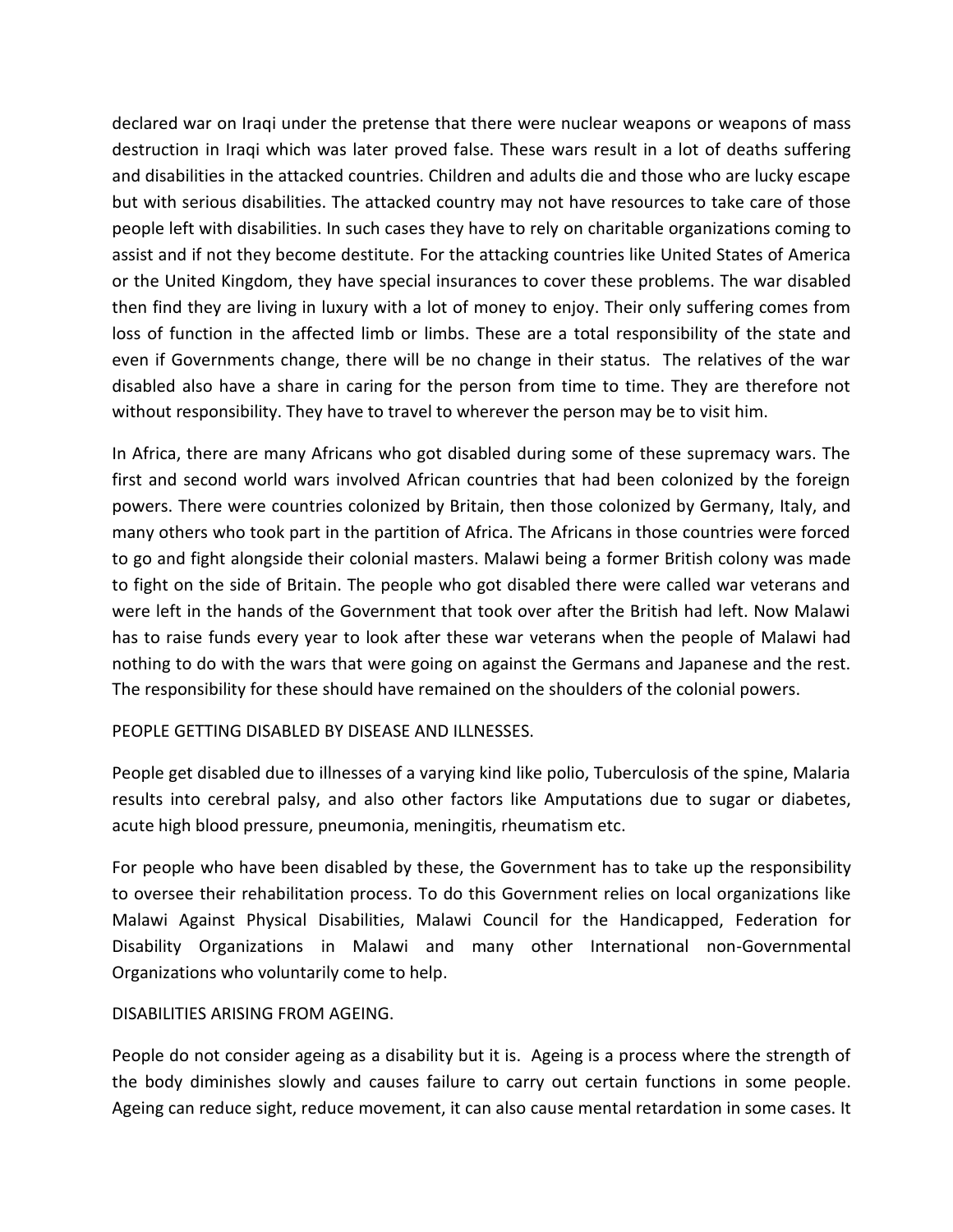declared war on Iraqi under the pretense that there were nuclear weapons or weapons of mass destruction in Iraqi which was later proved false. These wars result in a lot of deaths suffering and disabilities in the attacked countries. Children and adults die and those who are lucky escape but with serious disabilities. The attacked country may not have resources to take care of those people left with disabilities. In such cases they have to rely on charitable organizations coming to assist and if not they become destitute. For the attacking countries like United States of America or the United Kingdom, they have special insurances to cover these problems. The war disabled then find they are living in luxury with a lot of money to enjoy. Their only suffering comes from loss of function in the affected limb or limbs. These are a total responsibility of the state and even if Governments change, there will be no change in their status. The relatives of the war disabled also have a share in caring for the person from time to time. They are therefore not without responsibility. They have to travel to wherever the person may be to visit him.

In Africa, there are many Africans who got disabled during some of these supremacy wars. The first and second world wars involved African countries that had been colonized by the foreign powers. There were countries colonized by Britain, then those colonized by Germany, Italy, and many others who took part in the partition of Africa. The Africans in those countries were forced to go and fight alongside their colonial masters. Malawi being a former British colony was made to fight on the side of Britain. The people who got disabled there were called war veterans and were left in the hands of the Government that took over after the British had left. Now Malawi has to raise funds every year to look after these war veterans when the people of Malawi had nothing to do with the wars that were going on against the Germans and Japanese and the rest. The responsibility for these should have remained on the shoulders of the colonial powers.

## PEOPLE GETTING DISABLED BY DISEASE AND ILLNESSES.

People get disabled due to illnesses of a varying kind like polio, Tuberculosis of the spine, Malaria results into cerebral palsy, and also other factors like Amputations due to sugar or diabetes, acute high blood pressure, pneumonia, meningitis, rheumatism etc.

For people who have been disabled by these, the Government has to take up the responsibility to oversee their rehabilitation process. To do this Government relies on local organizations like Malawi Against Physical Disabilities, Malawi Council for the Handicapped, Federation for Disability Organizations in Malawi and many other International non-Governmental Organizations who voluntarily come to help.

## DISABILITIES ARISING FROM AGEING.

People do not consider ageing as a disability but it is. Ageing is a process where the strength of the body diminishes slowly and causes failure to carry out certain functions in some people. Ageing can reduce sight, reduce movement, it can also cause mental retardation in some cases. It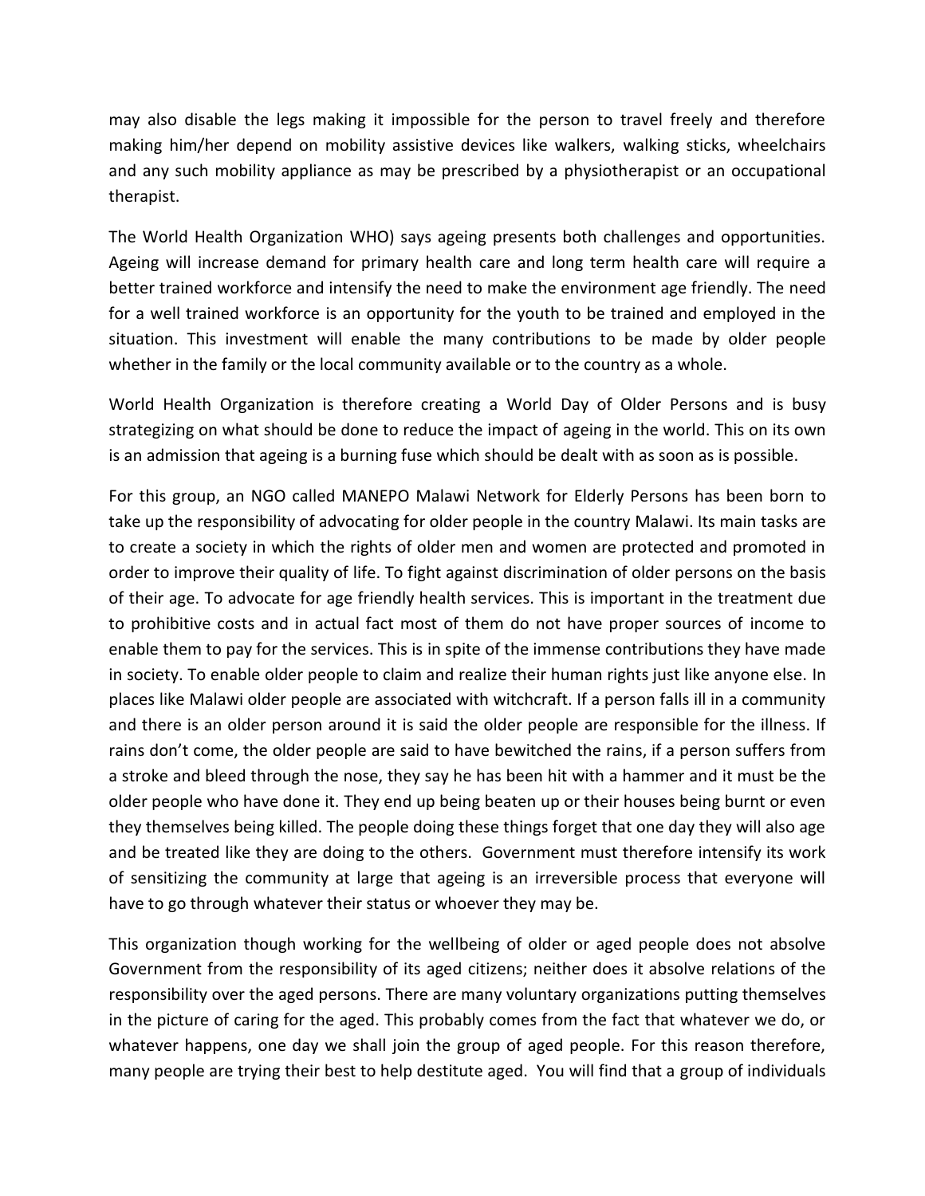may also disable the legs making it impossible for the person to travel freely and therefore making him/her depend on mobility assistive devices like walkers, walking sticks, wheelchairs and any such mobility appliance as may be prescribed by a physiotherapist or an occupational therapist.

The World Health Organization WHO) says ageing presents both challenges and opportunities. Ageing will increase demand for primary health care and long term health care will require a better trained workforce and intensify the need to make the environment age friendly. The need for a well trained workforce is an opportunity for the youth to be trained and employed in the situation. This investment will enable the many contributions to be made by older people whether in the family or the local community available or to the country as a whole.

World Health Organization is therefore creating a World Day of Older Persons and is busy strategizing on what should be done to reduce the impact of ageing in the world. This on its own is an admission that ageing is a burning fuse which should be dealt with as soon as is possible.

For this group, an NGO called MANEPO Malawi Network for Elderly Persons has been born to take up the responsibility of advocating for older people in the country Malawi. Its main tasks are to create a society in which the rights of older men and women are protected and promoted in order to improve their quality of life. To fight against discrimination of older persons on the basis of their age. To advocate for age friendly health services. This is important in the treatment due to prohibitive costs and in actual fact most of them do not have proper sources of income to enable them to pay for the services. This is in spite of the immense contributions they have made in society. To enable older people to claim and realize their human rights just like anyone else. In places like Malawi older people are associated with witchcraft. If a person falls ill in a community and there is an older person around it is said the older people are responsible for the illness. If rains don't come, the older people are said to have bewitched the rains, if a person suffers from a stroke and bleed through the nose, they say he has been hit with a hammer and it must be the older people who have done it. They end up being beaten up or their houses being burnt or even they themselves being killed. The people doing these things forget that one day they will also age and be treated like they are doing to the others. Government must therefore intensify its work of sensitizing the community at large that ageing is an irreversible process that everyone will have to go through whatever their status or whoever they may be.

This organization though working for the wellbeing of older or aged people does not absolve Government from the responsibility of its aged citizens; neither does it absolve relations of the responsibility over the aged persons. There are many voluntary organizations putting themselves in the picture of caring for the aged. This probably comes from the fact that whatever we do, or whatever happens, one day we shall join the group of aged people. For this reason therefore, many people are trying their best to help destitute aged. You will find that a group of individuals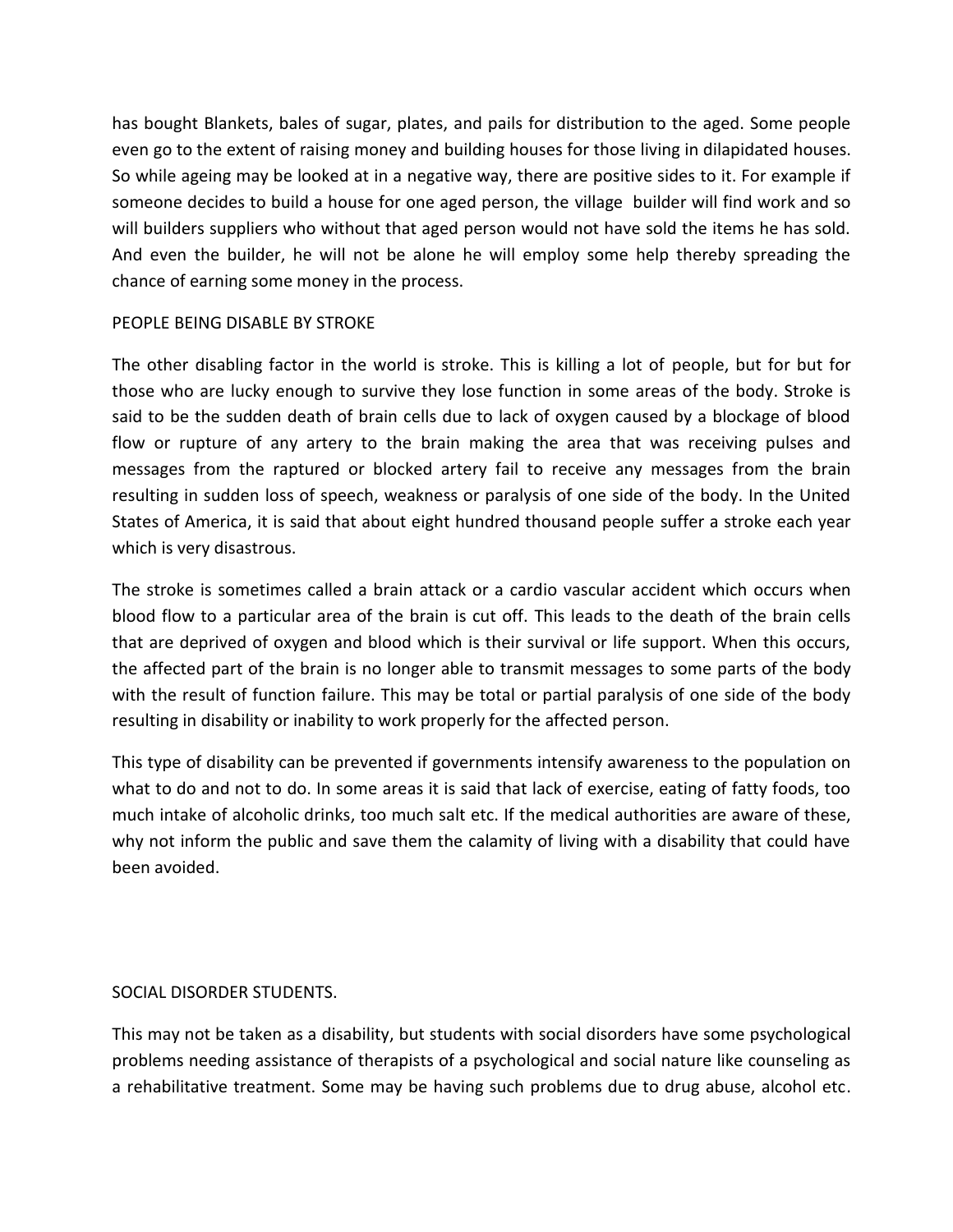has bought Blankets, bales of sugar, plates, and pails for distribution to the aged. Some people even go to the extent of raising money and building houses for those living in dilapidated houses. So while ageing may be looked at in a negative way, there are positive sides to it. For example if someone decides to build a house for one aged person, the village builder will find work and so will builders suppliers who without that aged person would not have sold the items he has sold. And even the builder, he will not be alone he will employ some help thereby spreading the chance of earning some money in the process.

PEOPLE BEING DISABLE BY STROKE

The other disabling factor in the world is stroke. This is killing a lot of people, but for but for those who are lucky enough to survive they lose function in some areas of the body. Stroke is said to be the sudden death of brain cells due to lack of oxygen caused by a blockage of blood flow or rupture of any artery to the brain making the area that was receiving pulses and messages from the raptured or blocked artery fail to receive any messages from the brain resulting in sudden loss of speech, weakness or paralysis of one side of the body. In the United States of America, it is said that about eight hundred thousand people suffer a stroke each year which is very disastrous.

The stroke is sometimes called a brain attack or a cardio vascular accident which occurs when blood flow to a particular area of the brain is cut off. This leads to the death of the brain cells that are deprived of oxygen and blood which is their survival or life support. When this occurs, the affected part of the brain is no longer able to transmit messages to some parts of the body with the result of function failure. This may be total or partial paralysis of one side of the body resulting in disability or inability to work properly for the affected person.

This type of disability can be prevented if governments intensify awareness to the population on what to do and not to do. In some areas it is said that lack of exercise, eating of fatty foods, too much intake of alcoholic drinks, too much salt etc. If the medical authorities are aware of these, why not inform the public and save them the calamity of living with a disability that could have been avoided.

SOCIAL DISORDER STUDENTS.

This may not be taken as a disability, but students with social disorders have some psychological problems needing assistance of therapists of a psychological and social nature like counseling as a rehabilitative treatment. Some may be having such problems due to drug abuse, alcohol etc.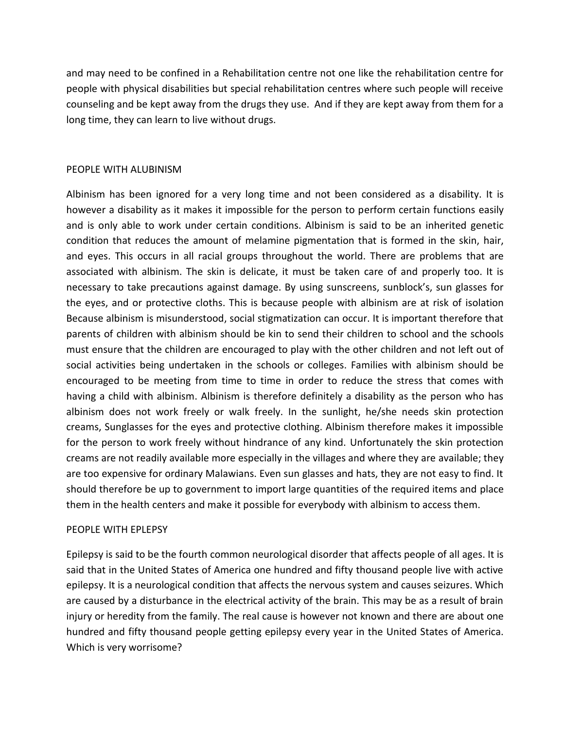and may need to be confined in a Rehabilitation centre not one like the rehabilitation centre for people with physical disabilities but special rehabilitation centres where such people will receive counseling and be kept away from the drugs they use. And if they are kept away from them for a long time, they can learn to live without drugs.

## PEOPLE WITH ALUBINISM

Albinism has been ignored for a very long time and not been considered as a disability. It is however a disability as it makes it impossible for the person to perform certain functions easily and is only able to work under certain conditions. Albinism is said to be an inherited genetic condition that reduces the amount of melamine pigmentation that is formed in the skin, hair, and eyes. This occurs in all racial groups throughout the world. There are problems that are associated with albinism. The skin is delicate, it must be taken care of and properly too. It is necessary to take precautions against damage. By using sunscreens, sunblock's, sun glasses for the eyes, and or protective cloths. This is because people with albinism are at risk of isolation Because albinism is misunderstood, social stigmatization can occur. It is important therefore that parents of children with albinism should be kin to send their children to school and the schools must ensure that the children are encouraged to play with the other children and not left out of social activities being undertaken in the schools or colleges. Families with albinism should be encouraged to be meeting from time to time in order to reduce the stress that comes with having a child with albinism. Albinism is therefore definitely a disability as the person who has albinism does not work freely or walk freely. In the sunlight, he/she needs skin protection creams, Sunglasses for the eyes and protective clothing. Albinism therefore makes it impossible for the person to work freely without hindrance of any kind. Unfortunately the skin protection creams are not readily available more especially in the villages and where they are available; they are too expensive for ordinary Malawians. Even sun glasses and hats, they are not easy to find. It should therefore be up to government to import large quantities of the required items and place them in the health centers and make it possible for everybody with albinism to access them.

## PEOPLE WITH EPLEPSY

Epilepsy is said to be the fourth common neurological disorder that affects people of all ages. It is said that in the United States of America one hundred and fifty thousand people live with active epilepsy. It is a neurological condition that affects the nervous system and causes seizures. Which are caused by a disturbance in the electrical activity of the brain. This may be as a result of brain injury or heredity from the family. The real cause is however not known and there are about one hundred and fifty thousand people getting epilepsy every year in the United States of America. Which is very worrisome?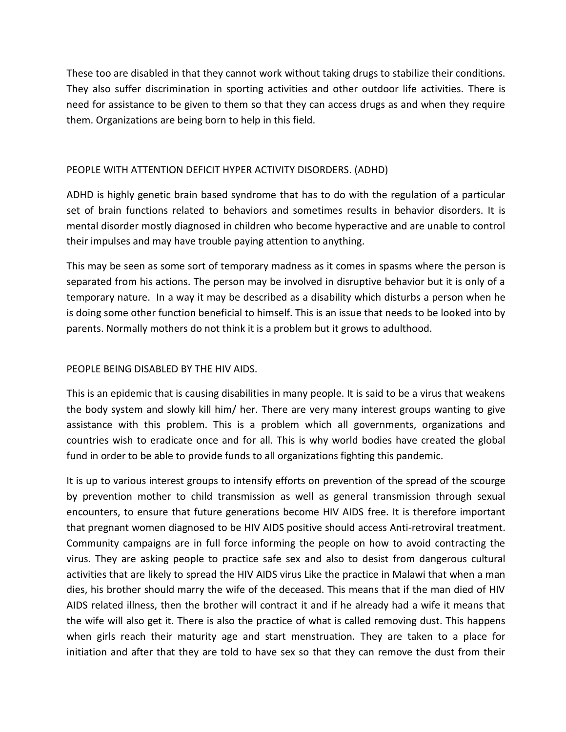These too are disabled in that they cannot work without taking drugs to stabilize their conditions. They also suffer discrimination in sporting activities and other outdoor life activities. There is need for assistance to be given to them so that they can access drugs as and when they require them. Organizations are being born to help in this field.

## PEOPLE WITH ATTENTION DEFICIT HYPER ACTIVITY DISORDERS. (ADHD)

ADHD is highly genetic brain based syndrome that has to do with the regulation of a particular set of brain functions related to behaviors and sometimes results in behavior disorders. It is mental disorder mostly diagnosed in children who become hyperactive and are unable to control their impulses and may have trouble paying attention to anything.

This may be seen as some sort of temporary madness as it comes in spasms where the person is separated from his actions. The person may be involved in disruptive behavior but it is only of a temporary nature. In a way it may be described as a disability which disturbs a person when he is doing some other function beneficial to himself. This is an issue that needs to be looked into by parents. Normally mothers do not think it is a problem but it grows to adulthood.

## PEOPLE BEING DISABLED BY THE HIV AIDS.

This is an epidemic that is causing disabilities in many people. It is said to be a virus that weakens the body system and slowly kill him/ her. There are very many interest groups wanting to give assistance with this problem. This is a problem which all governments, organizations and countries wish to eradicate once and for all. This is why world bodies have created the global fund in order to be able to provide funds to all organizations fighting this pandemic.

It is up to various interest groups to intensify efforts on prevention of the spread of the scourge by prevention mother to child transmission as well as general transmission through sexual encounters, to ensure that future generations become HIV AIDS free. It is therefore important that pregnant women diagnosed to be HIV AIDS positive should access Anti-retroviral treatment. Community campaigns are in full force informing the people on how to avoid contracting the virus. They are asking people to practice safe sex and also to desist from dangerous cultural activities that are likely to spread the HIV AIDS virus Like the practice in Malawi that when a man dies, his brother should marry the wife of the deceased. This means that if the man died of HIV AIDS related illness, then the brother will contract it and if he already had a wife it means that the wife will also get it. There is also the practice of what is called removing dust. This happens when girls reach their maturity age and start menstruation. They are taken to a place for initiation and after that they are told to have sex so that they can remove the dust from their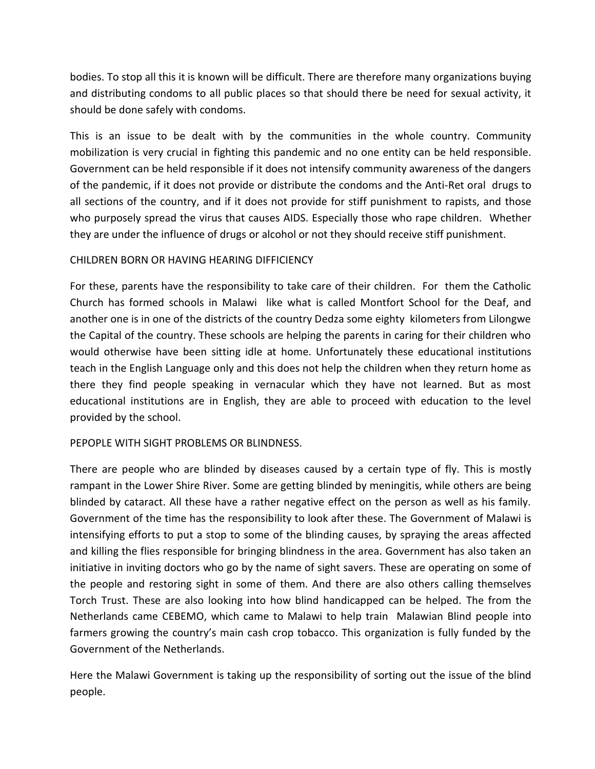bodies. To stop all this it is known will be difficult. There are therefore many organizations buying and distributing condoms to all public places so that should there be need for sexual activity, it should be done safely with condoms.

This is an issue to be dealt with by the communities in the whole country. Community mobilization is very crucial in fighting this pandemic and no one entity can be held responsible. Government can be held responsible if it does not intensify community awareness of the dangers of the pandemic, if it does not provide or distribute the condoms and the Anti-Ret oral drugs to all sections of the country, and if it does not provide for stiff punishment to rapists, and those who purposely spread the virus that causes AIDS. Especially those who rape children. Whether they are under the influence of drugs or alcohol or not they should receive stiff punishment.

CHILDREN BORN OR HAVING HEARING DIFFICIENCY

For these, parents have the responsibility to take care of their children. For them the Catholic Church has formed schools in Malawi like what is called Montfort School for the Deaf, and another one is in one of the districts of the country Dedza some eighty kilometers from Lilongwe the Capital of the country. These schools are helping the parents in caring for their children who would otherwise have been sitting idle at home. Unfortunately these educational institutions teach in the English Language only and this does not help the children when they return home as there they find people speaking in vernacular which they have not learned. But as most educational institutions are in English, they are able to proceed with education to the level provided by the school.

PEPOPLE WITH SIGHT PROBLEMS OR BLINDNESS.

There are people who are blinded by diseases caused by a certain type of fly. This is mostly rampant in the Lower Shire River. Some are getting blinded by meningitis, while others are being blinded by cataract. All these have a rather negative effect on the person as well as his family. Government of the time has the responsibility to look after these. The Government of Malawi is intensifying efforts to put a stop to some of the blinding causes, by spraying the areas affected and killing the flies responsible for bringing blindness in the area. Government has also taken an initiative in inviting doctors who go by the name of sight savers. These are operating on some of the people and restoring sight in some of them. And there are also others calling themselves Torch Trust. These are also looking into how blind handicapped can be helped. The from the Netherlands came CEBEMO, which came to Malawi to help train Malawian Blind people into farmers growing the country's main cash crop tobacco. This organization is fully funded by the Government of the Netherlands.

Here the Malawi Government is taking up the responsibility of sorting out the issue of the blind people.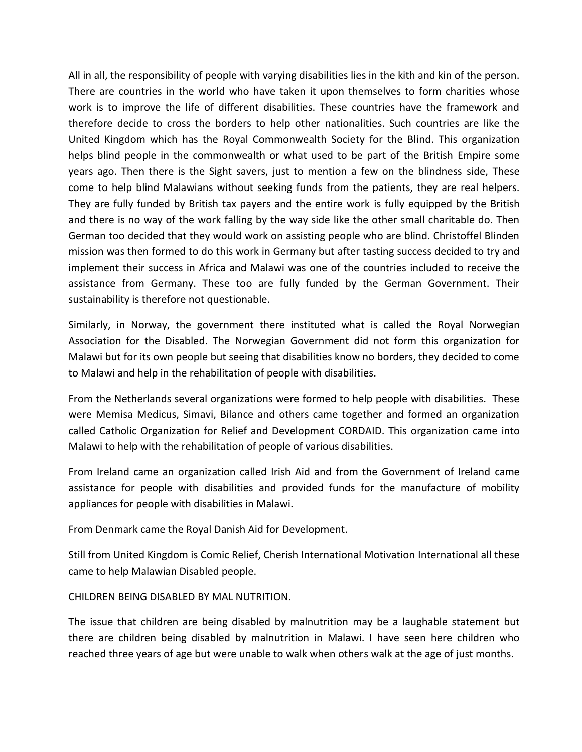All in all, the responsibility of people with varying disabilities lies in the kith and kin of the person. There are countries in the world who have taken it upon themselves to form charities whose work is to improve the life of different disabilities. These countries have the framework and therefore decide to cross the borders to help other nationalities. Such countries are like the United Kingdom which has the Royal Commonwealth Society for the Blind. This organization helps blind people in the commonwealth or what used to be part of the British Empire some years ago. Then there is the Sight savers, just to mention a few on the blindness side, These come to help blind Malawians without seeking funds from the patients, they are real helpers. They are fully funded by British tax payers and the entire work is fully equipped by the British and there is no way of the work falling by the way side like the other small charitable do. Then German too decided that they would work on assisting people who are blind. Christoffel Blinden mission was then formed to do this work in Germany but after tasting success decided to try and implement their success in Africa and Malawi was one of the countries included to receive the assistance from Germany. These too are fully funded by the German Government. Their sustainability is therefore not questionable.

Similarly, in Norway, the government there instituted what is called the Royal Norwegian Association for the Disabled. The Norwegian Government did not form this organization for Malawi but for its own people but seeing that disabilities know no borders, they decided to come to Malawi and help in the rehabilitation of people with disabilities.

From the Netherlands several organizations were formed to help people with disabilities. These were Memisa Medicus, Simavi, Bilance and others came together and formed an organization called Catholic Organization for Relief and Development CORDAID. This organization came into Malawi to help with the rehabilitation of people of various disabilities.

From Ireland came an organization called Irish Aid and from the Government of Ireland came assistance for people with disabilities and provided funds for the manufacture of mobility appliances for people with disabilities in Malawi.

From Denmark came the Royal Danish Aid for Development.

Still from United Kingdom is Comic Relief, Cherish International Motivation International all these came to help Malawian Disabled people.

CHILDREN BEING DISABLED BY MAL NUTRITION.

The issue that children are being disabled by malnutrition may be a laughable statement but there are children being disabled by malnutrition in Malawi. I have seen here children who reached three years of age but were unable to walk when others walk at the age of just months.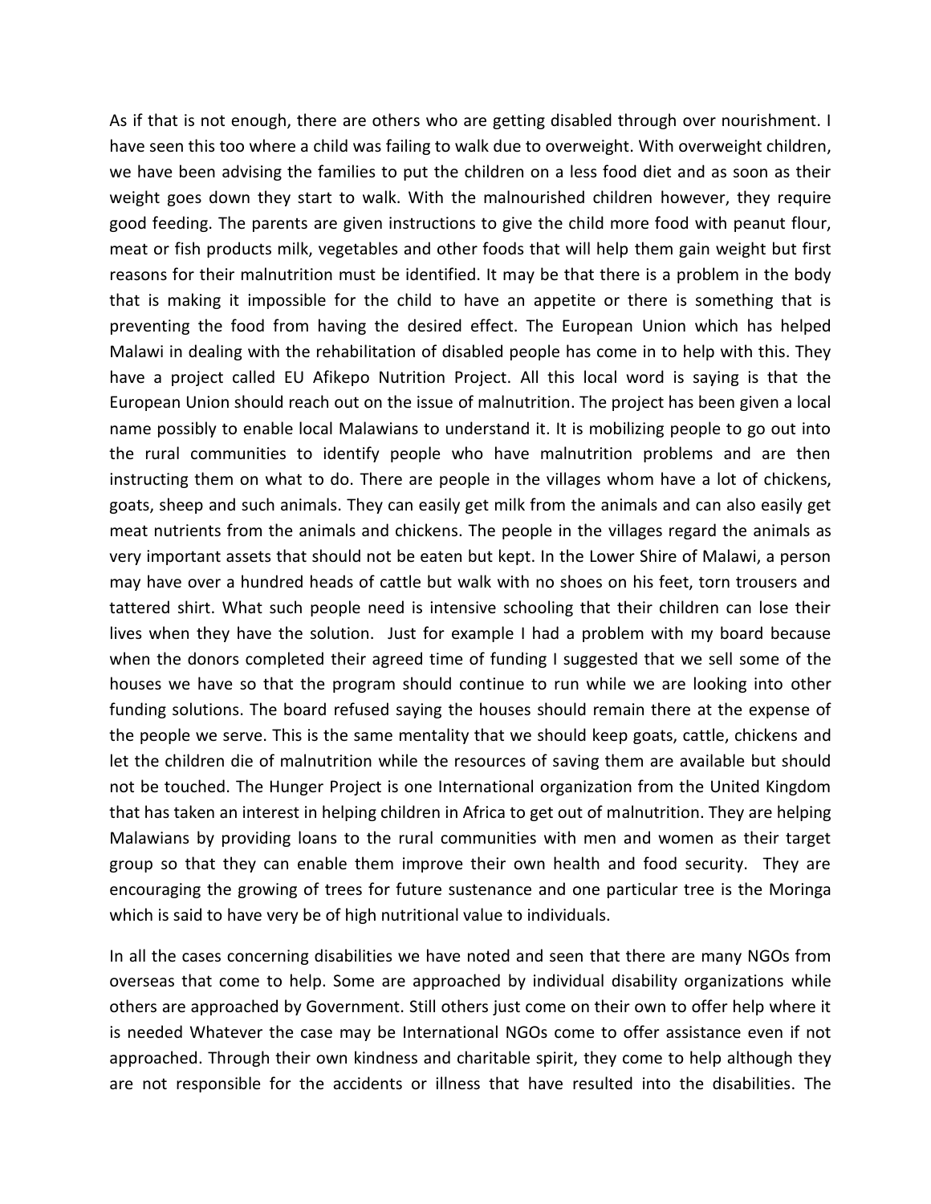As if that is not enough, there are others who are getting disabled through over nourishment. I have seen this too where a child was failing to walk due to overweight. With overweight children, we have been advising the families to put the children on a less food diet and as soon as their weight goes down they start to walk. With the malnourished children however, they require good feeding. The parents are given instructions to give the child more food with peanut flour, meat or fish products milk, vegetables and other foods that will help them gain weight but first reasons for their malnutrition must be identified. It may be that there is a problem in the body that is making it impossible for the child to have an appetite or there is something that is preventing the food from having the desired effect. The European Union which has helped Malawi in dealing with the rehabilitation of disabled people has come in to help with this. They have a project called EU Afikepo Nutrition Project. All this local word is saying is that the European Union should reach out on the issue of malnutrition. The project has been given a local name possibly to enable local Malawians to understand it. It is mobilizing people to go out into the rural communities to identify people who have malnutrition problems and are then instructing them on what to do. There are people in the villages whom have a lot of chickens, goats, sheep and such animals. They can easily get milk from the animals and can also easily get meat nutrients from the animals and chickens. The people in the villages regard the animals as very important assets that should not be eaten but kept. In the Lower Shire of Malawi, a person may have over a hundred heads of cattle but walk with no shoes on his feet, torn trousers and tattered shirt. What such people need is intensive schooling that their children can lose their lives when they have the solution.  Just for example I had a problem with my board because when the donors completed their agreed time of funding I suggested that we sell some of the houses we have so that the program should continue to run while we are looking into other funding solutions. The board refused saying the houses should remain there at the expense of the people we serve. This is the same mentality that we should keep goats, cattle, chickens and let the children die of malnutrition while the resources of saving them are available but should not be touched. The Hunger Project is one International organization from the United Kingdom that has taken an interest in helping children in Africa to get out of malnutrition. They are helping Malawians by providing loans to the rural communities with men and women as their target group so that they can enable them improve their own health and food security.  They are encouraging the growing of trees for future sustenance and one particular tree is the Moringa which is said to have very be of high nutritional value to individuals.

In all the cases concerning disabilities we have noted and seen that there are many NGOs from overseas that come to help. Some are approached by individual disability organizations while others are approached by Government. Still others just come on their own to offer help where it is needed Whatever the case may be International NGOs come to offer assistance even if not approached. Through their own kindness and charitable spirit, they come to help although they are not responsible for the accidents or illness that have resulted into the disabilities. The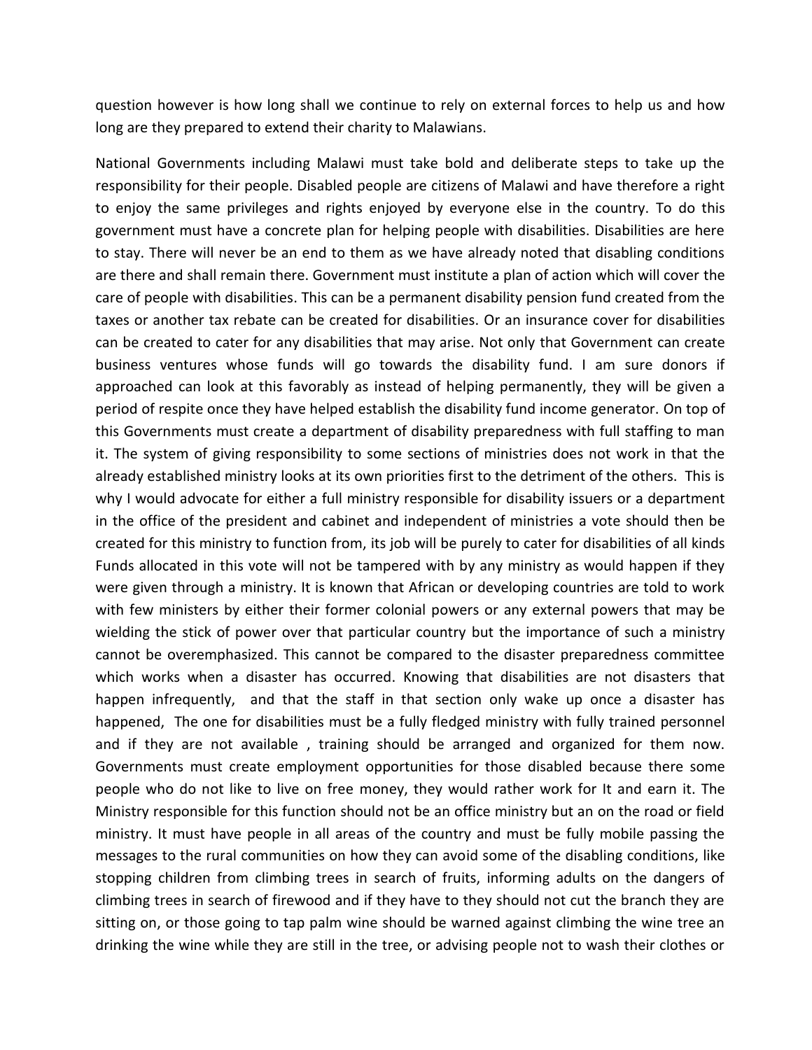question however is how long shall we continue to rely on external forces to help us and how long are they prepared to extend their charity to Malawians.

National Governments including Malawi must take bold and deliberate steps to take up the responsibility for their people. Disabled people are citizens of Malawi and have therefore a right to enjoy the same privileges and rights enjoyed by everyone else in the country. To do this government must have a concrete plan for helping people with disabilities. Disabilities are here to stay. There will never be an end to them as we have already noted that disabling conditions are there and shall remain there. Government must institute a plan of action which will cover the care of people with disabilities. This can be a permanent disability pension fund created from the taxes or another tax rebate can be created for disabilities. Or an insurance cover for disabilities can be created to cater for any disabilities that may arise. Not only that Government can create business ventures whose funds will go towards the disability fund. I am sure donors if approached can look at this favorably as instead of helping permanently, they will be given a period of respite once they have helped establish the disability fund income generator. On top of this Governments must create a department of disability preparedness with full staffing to man it. The system of giving responsibility to some sections of ministries does not work in that the already established ministry looks at its own priorities first to the detriment of the others. This is why I would advocate for either a full ministry responsible for disability issuers or a department in the office of the president and cabinet and independent of ministries a vote should then be created for this ministry to function from, its job will be purely to cater for disabilities of all kinds Funds allocated in this vote will not be tampered with by any ministry as would happen if they were given through a ministry. It is known that African or developing countries are told to work with few ministers by either their former colonial powers or any external powers that may be wielding the stick of power over that particular country but the importance of such a ministry cannot be overemphasized. This cannot be compared to the disaster preparedness committee which works when a disaster has occurred. Knowing that disabilities are not disasters that happen infrequently, and that the staff in that section only wake up once a disaster has happened, The one for disabilities must be a fully fledged ministry with fully trained personnel and if they are not available , training should be arranged and organized for them now. Governments must create employment opportunities for those disabled because there some people who do not like to live on free money, they would rather work for It and earn it. The Ministry responsible for this function should not be an office ministry but an on the road or field ministry. It must have people in all areas of the country and must be fully mobile passing the messages to the rural communities on how they can avoid some of the disabling conditions, like stopping children from climbing trees in search of fruits, informing adults on the dangers of climbing trees in search of firewood and if they have to they should not cut the branch they are sitting on, or those going to tap palm wine should be warned against climbing the wine tree an drinking the wine while they are still in the tree, or advising people not to wash their clothes or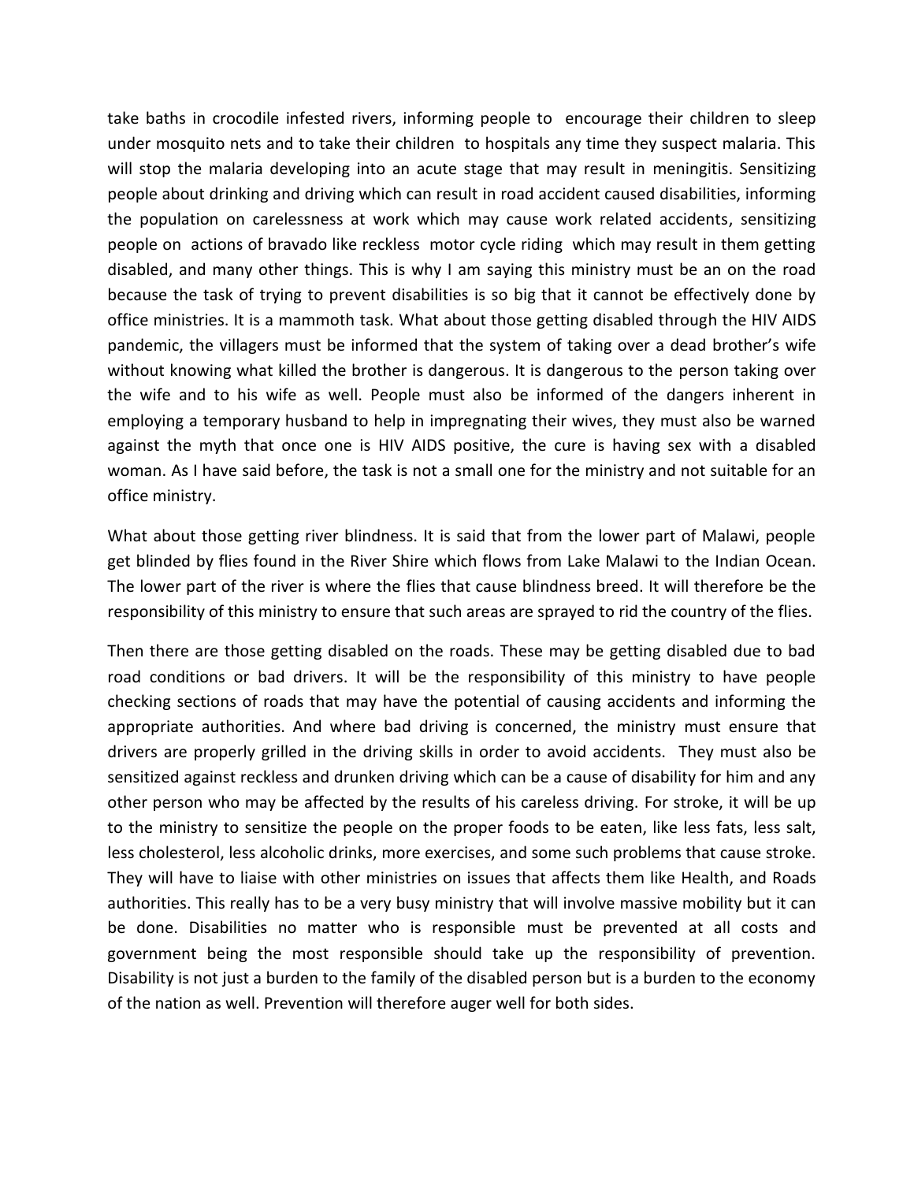take baths in crocodile infested rivers, informing people to encourage their children to sleep under mosquito nets and to take their children to hospitals any time they suspect malaria. This will stop the malaria developing into an acute stage that may result in meningitis. Sensitizing people about drinking and driving which can result in road accident caused disabilities, informing the population on carelessness at work which may cause work related accidents, sensitizing people on actions of bravado like reckless motor cycle riding which may result in them getting disabled, and many other things. This is why I am saying this ministry must be an on the road because the task of trying to prevent disabilities is so big that it cannot be effectively done by office ministries. It is a mammoth task. What about those getting disabled through the HIV AIDS pandemic, the villagers must be informed that the system of taking over a dead brother's wife without knowing what killed the brother is dangerous. It is dangerous to the person taking over the wife and to his wife as well. People must also be informed of the dangers inherent in employing a temporary husband to help in impregnating their wives, they must also be warned against the myth that once one is HIV AIDS positive, the cure is having sex with a disabled woman. As I have said before, the task is not a small one for the ministry and not suitable for an office ministry.

What about those getting river blindness. It is said that from the lower part of Malawi, people get blinded by flies found in the River Shire which flows from Lake Malawi to the Indian Ocean. The lower part of the river is where the flies that cause blindness breed. It will therefore be the responsibility of this ministry to ensure that such areas are sprayed to rid the country of the flies.

Then there are those getting disabled on the roads. These may be getting disabled due to bad road conditions or bad drivers. It will be the responsibility of this ministry to have people checking sections of roads that may have the potential of causing accidents and informing the appropriate authorities. And where bad driving is concerned, the ministry must ensure that drivers are properly grilled in the driving skills in order to avoid accidents. They must also be sensitized against reckless and drunken driving which can be a cause of disability for him and any other person who may be affected by the results of his careless driving. For stroke, it will be up to the ministry to sensitize the people on the proper foods to be eaten, like less fats, less salt, less cholesterol, less alcoholic drinks, more exercises, and some such problems that cause stroke. They will have to liaise with other ministries on issues that affects them like Health, and Roads authorities. This really has to be a very busy ministry that will involve massive mobility but it can be done. Disabilities no matter who is responsible must be prevented at all costs and government being the most responsible should take up the responsibility of prevention. Disability is not just a burden to the family of the disabled person but is a burden to the economy of the nation as well. Prevention will therefore auger well for both sides.